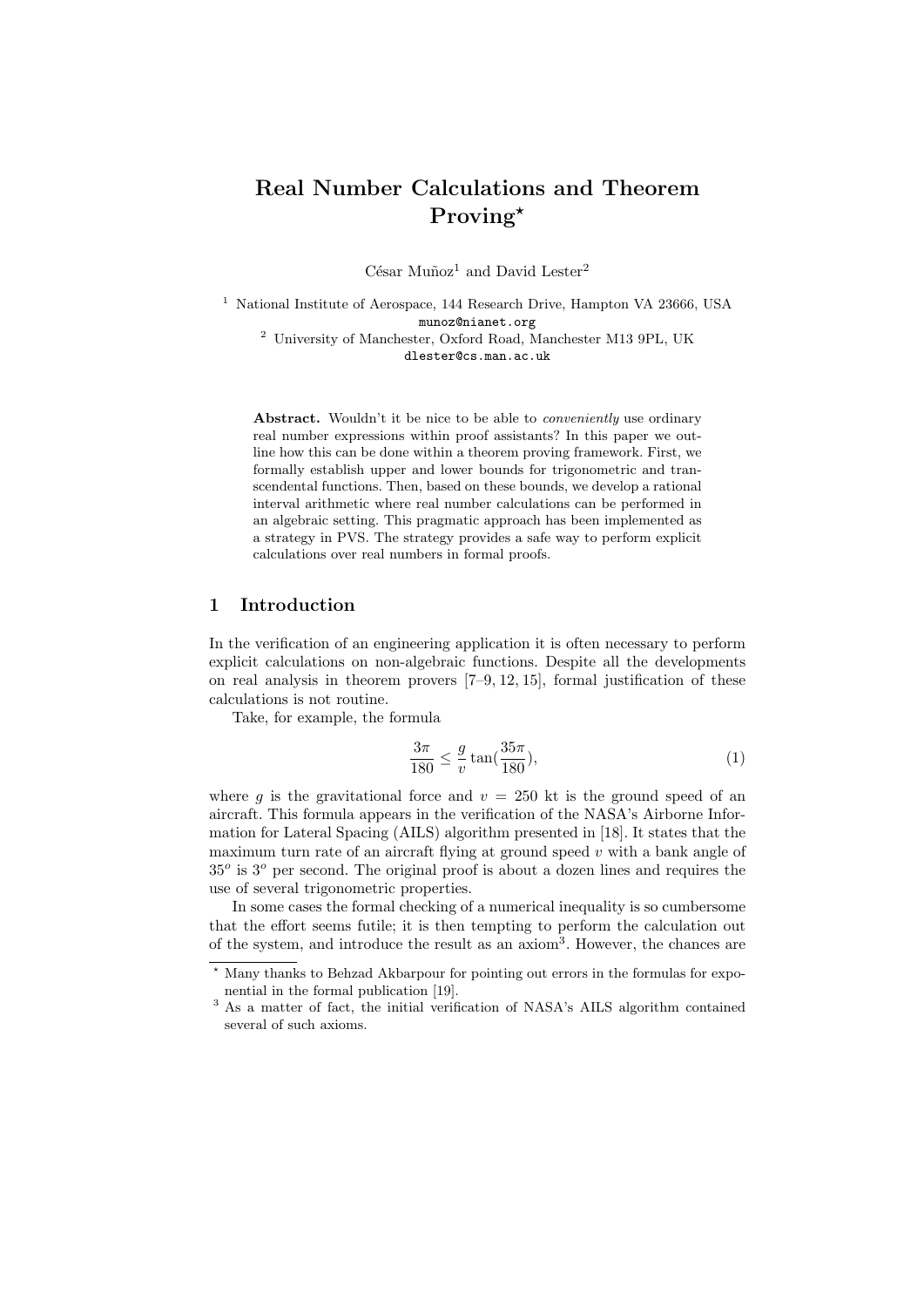# Real Number Calculations and Theorem Proving[⋆]

César Muñoz[1] and David Lester[2]

[1] National Institute of Aerospace, 144 Research Drive, Hampton VA 23666, USA
munoz@nianet.org

[2] University of Manchester, Oxford Road, Manchester M13 9PL, UK
dlester@cs.man.ac.uk

**Abstract.** Wouldn't it be nice to be able to *conveniently* use ordinary real number expressions within proof assistants? In this paper we outline how this can be done within a theorem proving framework. First, we formally establish upper and lower bounds for trigonometric and transcendental functions. Then, based on these bounds, we develop a rational interval arithmetic where real number calculations can be performed in an algebraic setting. This pragmatic approach has been implemented as a strategy in PVS. The strategy provides a safe way to perform explicit calculations over real numbers in formal proofs.

## 1 Introduction

In the verification of an engineering application it is often necessary to perform explicit calculations on non-algebraic functions. Despite all the developments on real analysis in theorem provers [7–9, 12, 15], formal justification of these calculations is not routine.

Take, for example, the formula

$$\frac{3\pi}{180} \leq \frac{g}{v} \tan(\frac{35\pi}{180}), \tag{1}$$

where $g$ is the gravitational force and $v = 250$ kt is the ground speed of an aircraft. This formula appears in the verification of the NASA's Airborne Information for Lateral Spacing (AILS) algorithm presented in [18]. It states that the maximum turn rate of an aircraft flying at ground speed $v$ with a bank angle of $35^o$ is $3^o$ per second. The original proof is about a dozen lines and requires the use of several trigonometric properties.

In some cases the formal checking of a numerical inequality is so cumbersome that the effort seems futile; it is then tempting to perform the calculation out of the system, and introduce the result as an axiom[3]. However, the chances are

[⋆] Many thanks to Behzad Akbarpour for pointing out errors in the formulas for exponential in the formal publication [19].

[3] As a matter of fact, the initial verification of NASA's AILS algorithm contained several of such axioms.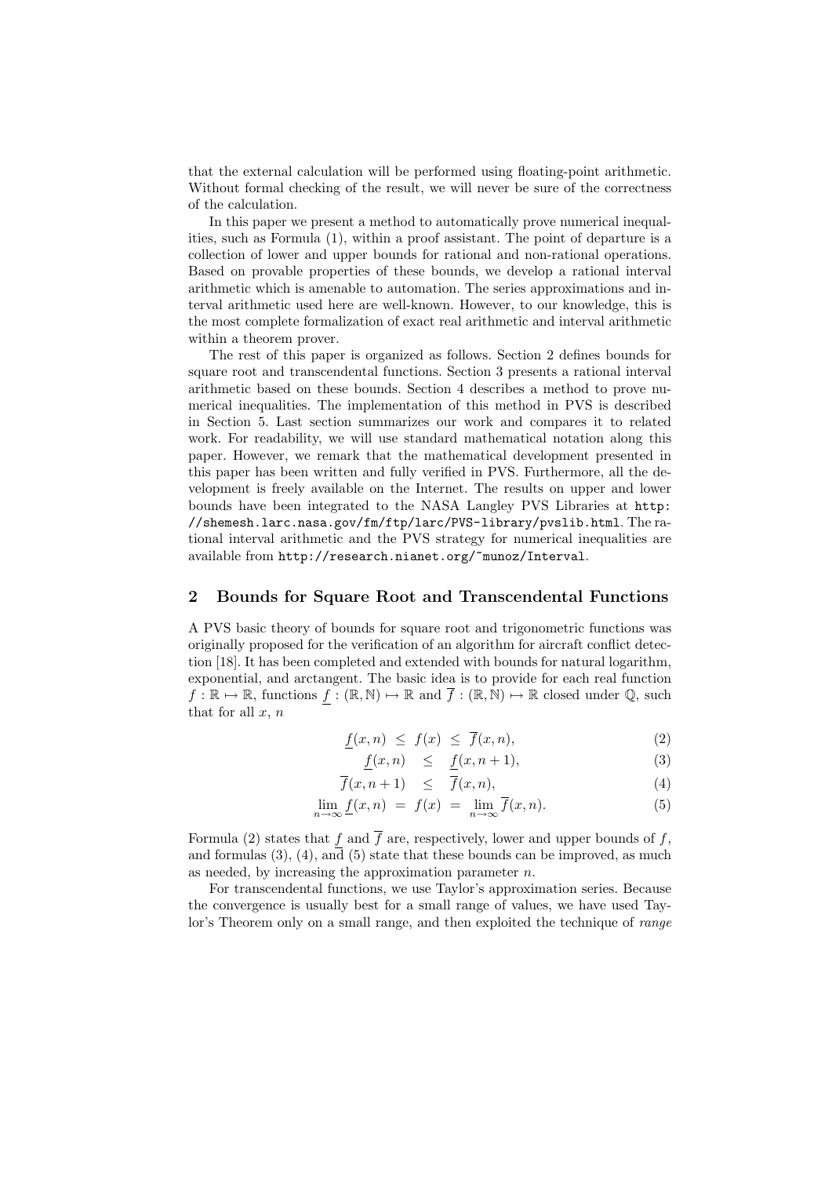that the external calculation will be performed using floating-point arithmetic. Without formal checking of the result, we will never be sure of the correctness of the calculation.

In this paper we present a method to automatically prove numerical inequalities, such as Formula (1), within a proof assistant. The point of departure is a collection of lower and upper bounds for rational and non-rational operations. Based on provable properties of these bounds, we develop a rational interval arithmetic which is amenable to automation. The series approximations and interval arithmetic used here are well-known. However, to our knowledge, this is the most complete formalization of exact real arithmetic and interval arithmetic within a theorem prover.

The rest of this paper is organized as follows. Section 2 defines bounds for square root and transcendental functions. Section 3 presents a rational interval arithmetic based on these bounds. Section 4 describes a method to prove numerical inequalities. The implementation of this method in PVS is described in Section 5. Last section summarizes our work and compares it to related work. For readability, we will use standard mathematical notation along this paper. However, we remark that the mathematical development presented in this paper has been written and fully verified in PVS. Furthermore, all the development is freely available on the Internet. The results on upper and lower bounds have been integrated to the NASA Langley PVS Libraries at http://shemesh.larc.nasa.gov/fm/ftp/larc/PVS-library/pvslib.html. The rational interval arithmetic and the PVS strategy for numerical inequalities are available from http://research.nianet.org/~munoz/Interval.

## 2 Bounds for Square Root and Transcendental Functions

A PVS basic theory of bounds for square root and trigonometric functions was originally proposed for the verification of an algorithm for aircraft conflict detection [18]. It has been completed and extended with bounds for natural logarithm, exponential, and arctangent. The basic idea is to provide for each real function $f : \mathbb{R} \mapsto \mathbb{R}$, functions $\underline{f} : (\mathbb{R}, \mathbb{N}) \mapsto \mathbb{R}$ and $\overline{f} : (\mathbb{R}, \mathbb{N}) \mapsto \mathbb{R}$ closed under $\mathbb{Q}$, such that for all $x$, $n$

$$\underline{f}(x,n) \;\leq\; f(x) \;\leq\; \overline{f}(x,n), \tag{2}$$

$$\underline{f}(x,n) \quad\leq\quad \underline{f}(x,n+1), \tag{3}$$

$$\overline{f}(x,n+1) \quad\leq\quad \overline{f}(x,n), \tag{4}$$

$$\lim_{n\to\infty} \underline{f}(x,n) \;=\; f(x) \;=\; \lim_{n\to\infty} \overline{f}(x,n). \tag{5}$$

Formula (2) states that $\underline{f}$ and $\overline{f}$ are, respectively, lower and upper bounds of $f$, and formulas (3), (4), and (5) state that these bounds can be improved, as much as needed, by increasing the approximation parameter $n$.

For transcendental functions, we use Taylor's approximation series. Because the convergence is usually best for a small range of values, we have used Taylor's Theorem only on a small range, and then exploited the technique of *range*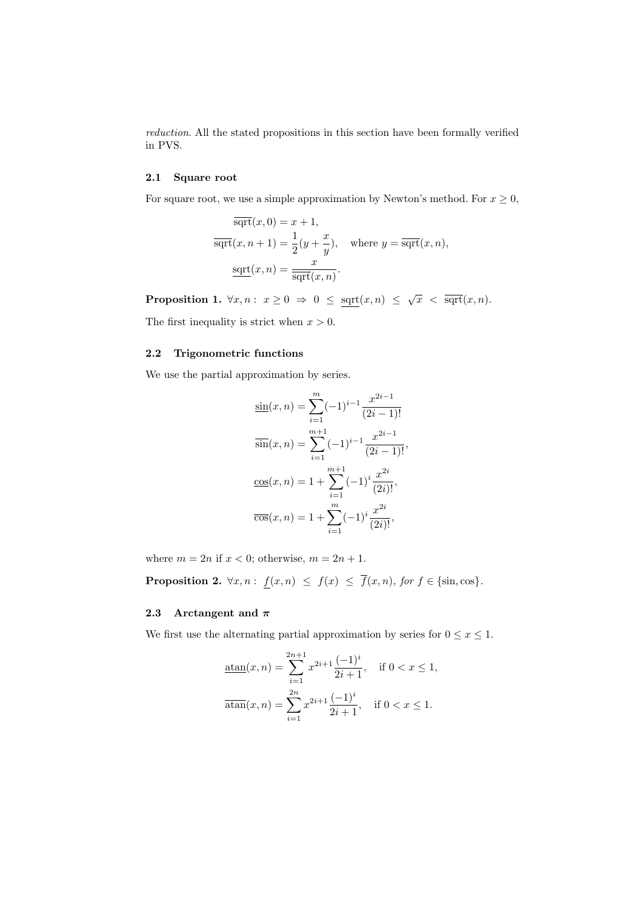*reduction*. All the stated propositions in this section have been formally verified in PVS.

### 2.1 Square root

For square root, we use a simple approximation by Newton's method. For $x \geq 0$,

$$
\begin{aligned}
\overline{\text{sqrt}}(x, 0) &= x + 1, \\
\overline{\text{sqrt}}(x, n+1) &= \frac{1}{2}(y + \frac{x}{y}), \quad \text{where } y = \overline{\text{sqrt}}(x, n), \\
\underline{\text{sqrt}}(x, n) &= \frac{x}{\overline{\text{sqrt}}(x, n)}.
\end{aligned}
$$

**Proposition 1.** $\forall x, n : \; x \geq 0 \; \Rightarrow \; 0 \; \leq \; \underline{\text{sqrt}}(x, n) \; \leq \; \sqrt{x} \; < \; \overline{\text{sqrt}}(x, n).$

The first inequality is strict when $x > 0$.

### 2.2 Trigonometric functions

We use the partial approximation by series.

$$
\begin{aligned}
\underline{\sin}(x, n) &= \sum_{i=1}^{m} (-1)^{i-1} \frac{x^{2i-1}}{(2i-1)!} \\
\overline{\sin}(x, n) &= \sum_{i=1}^{m+1} (-1)^{i-1} \frac{x^{2i-1}}{(2i-1)!}, \\
\underline{\cos}(x, n) &= 1 + \sum_{i=1}^{m+1} (-1)^{i} \frac{x^{2i}}{(2i)!}, \\
\overline{\cos}(x, n) &= 1 + \sum_{i=1}^{m} (-1)^{i} \frac{x^{2i}}{(2i)!},
\end{aligned}
$$

where $m = 2n$ if $x < 0$; otherwise, $m = 2n + 1$.

**Proposition 2.** $\forall x, n : \; \underline{f}(x, n) \; \leq \; f(x) \; \leq \; \overline{f}(x, n)$, *for* $f \in \{\sin, \cos\}$.

### 2.3 Arctangent and $\pi$

We first use the alternating partial approximation by series for $0 \leq x \leq 1$.

$$
\begin{aligned}
\underline{\text{atan}}(x, n) &= \sum_{i=1}^{2n+1} x^{2i+1} \frac{(-1)^i}{2i+1}, \quad \text{if } 0 < x \leq 1, \\
\overline{\text{atan}}(x, n) &= \sum_{i=1}^{2n} x^{2i+1} \frac{(-1)^i}{2i+1}, \quad \text{if } 0 < x \leq 1.
\end{aligned}
$$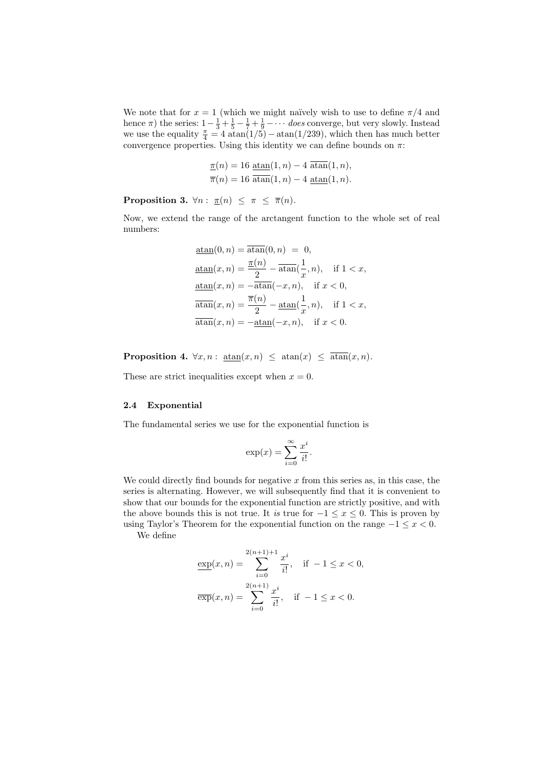We note that for $x = 1$ (which we might naïvely wish to use to define $\pi/4$ and hence $\pi$) the series: $1 - \frac{1}{3} + \frac{1}{5} - \frac{1}{7} + \frac{1}{9} - \cdots$ *does* converge, but very slowly. Instead we use the equality $\frac{\pi}{4} = 4\ \mathrm{atan}(1/5) - \mathrm{atan}(1/239)$, which then has much better convergence properties. Using this identity we can define bounds on $\pi$:

$$
\begin{aligned}
\underline{\pi}(n) &= 16\ \underline{\mathrm{atan}}(1, n) - 4\ \overline{\mathrm{atan}}(1, n),\\
\overline{\pi}(n) &= 16\ \overline{\mathrm{atan}}(1, n) - 4\ \underline{\mathrm{atan}}(1, n).
\end{aligned}
$$

**Proposition 3.** $\forall n : \ \underline{\pi}(n) \ \leq \ \pi \ \leq \ \overline{\pi}(n).$

Now, we extend the range of the arctangent function to the whole set of real numbers:

$$
\begin{aligned}
\underline{\mathrm{atan}}(0, n) = \overline{\mathrm{atan}}(0, n) &= 0,\\
\underline{\mathrm{atan}}(x, n) &= \frac{\underline{\pi}(n)}{2} - \overline{\mathrm{atan}}(\frac{1}{x}, n), \quad \text{if } 1 < x,\\
\underline{\mathrm{atan}}(x, n) &= -\overline{\mathrm{atan}}(-x, n), \quad \text{if } x < 0,\\
\overline{\mathrm{atan}}(x, n) &= \frac{\overline{\pi}(n)}{2} - \underline{\mathrm{atan}}(\frac{1}{x}, n), \quad \text{if } 1 < x,\\
\overline{\mathrm{atan}}(x, n) &= -\underline{\mathrm{atan}}(-x, n), \quad \text{if } x < 0.
\end{aligned}
$$

**Proposition 4.** $\forall x, n : \ \underline{\mathrm{atan}}(x, n) \ \leq \ \mathrm{atan}(x) \ \leq \ \overline{\mathrm{atan}}(x, n).$

These are strict inequalities except when $x = 0$.

### 2.4 Exponential

The fundamental series we use for the exponential function is

$$
\exp(x) = \sum_{i=0}^{\infty} \frac{x^i}{i!}.
$$

We could directly find bounds for negative $x$ from this series as, in this case, the series is alternating. However, we will subsequently find that it is convenient to show that our bounds for the exponential function are strictly positive, and with the above bounds this is not true. It *is* true for $-1 \leq x \leq 0$. This is proven by using Taylor's Theorem for the exponential function on the range $-1 \leq x < 0$.

We define

$$
\begin{aligned}
\underline{\exp}(x, n) &= \sum_{i=0}^{2(n+1)+1} \frac{x^i}{i!}, \quad \text{if } -1 \leq x < 0,\\
\overline{\exp}(x, n) &= \sum_{i=0}^{2(n+1)} \frac{x^i}{i!}, \quad \text{if } -1 \leq x < 0.
\end{aligned}
$$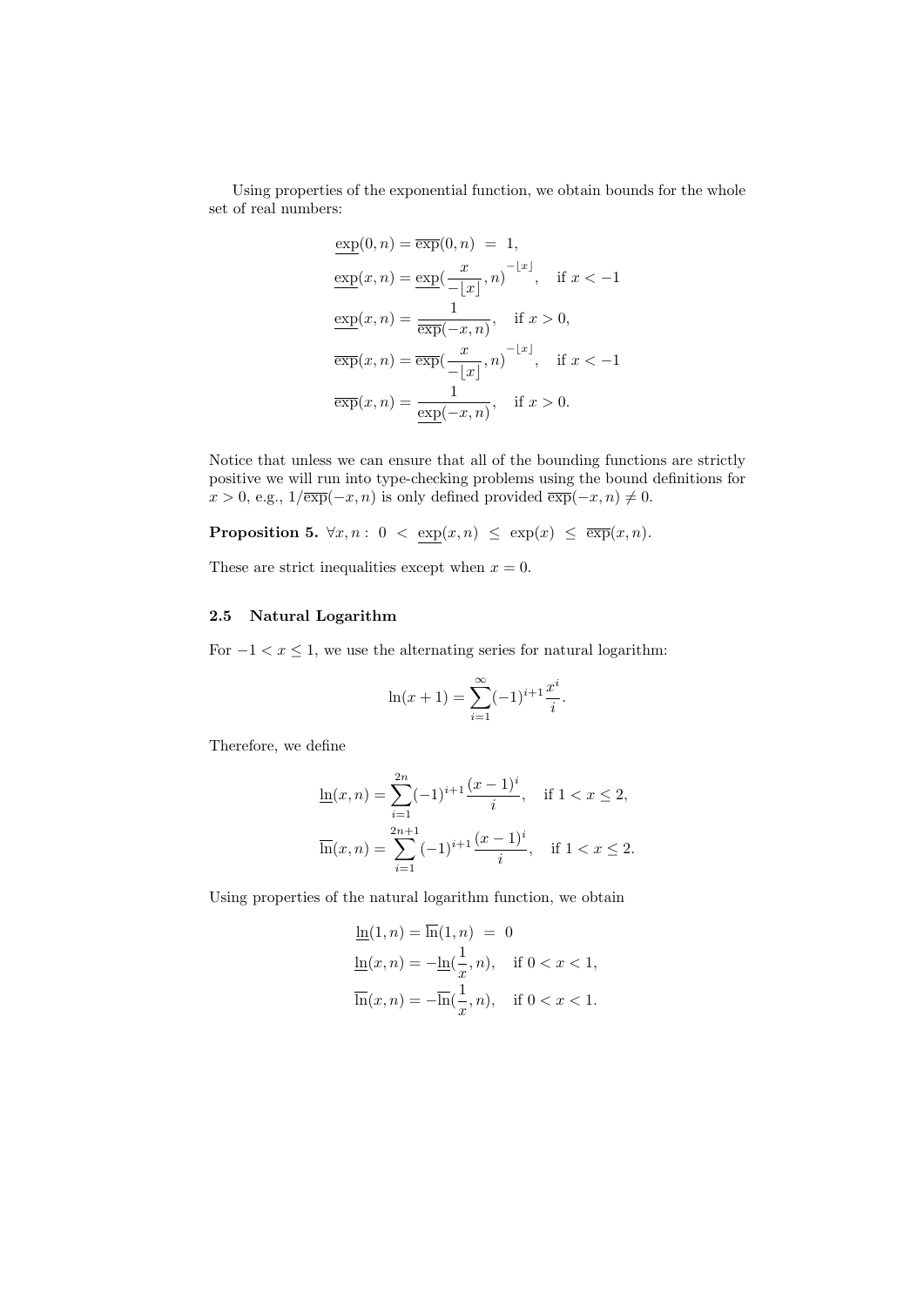Using properties of the exponential function, we obtain bounds for the whole set of real numbers:

$$
\begin{aligned}
\underline{\exp}(0, n) = \overline{\exp}(0, n) &= 1, \\
\underline{\exp}(x, n) &= \underline{\exp}\left(\frac{x}{-\lfloor x \rfloor}, n\right)^{-\lfloor x \rfloor}, \quad \text{if } x < -1 \\
\underline{\exp}(x, n) &= \frac{1}{\overline{\exp}(-x, n)}, \quad \text{if } x > 0, \\
\overline{\exp}(x, n) &= \overline{\exp}\left(\frac{x}{-\lfloor x \rfloor}, n\right)^{-\lfloor x \rfloor}, \quad \text{if } x < -1 \\
\overline{\exp}(x, n) &= \frac{1}{\underline{\exp}(-x, n)}, \quad \text{if } x > 0.
\end{aligned}
$$

Notice that unless we can ensure that all of the bounding functions are strictly positive we will run into type-checking problems using the bound definitions for $x > 0$, e.g., $1/\overline{\exp}(-x, n)$ is only defined provided $\overline{\exp}(-x, n) \neq 0$.

**Proposition 5.** $\forall x, n : \; 0 \; < \; \underline{\exp}(x, n) \; \leq \; \exp(x) \; \leq \; \overline{\exp}(x, n)$.

These are strict inequalities except when $x = 0$.

### 2.5 Natural Logarithm

For $-1 < x \leq 1$, we use the alternating series for natural logarithm:

$$
\ln(x + 1) = \sum_{i=1}^{\infty} (-1)^{i+1} \frac{x^i}{i}.
$$

Therefore, we define

$$
\begin{aligned}
\underline{\ln}(x, n) &= \sum_{i=1}^{2n} (-1)^{i+1} \frac{(x-1)^i}{i}, \quad \text{if } 1 < x \leq 2, \\
\overline{\ln}(x, n) &= \sum_{i=1}^{2n+1} (-1)^{i+1} \frac{(x-1)^i}{i}, \quad \text{if } 1 < x \leq 2.
\end{aligned}
$$

Using properties of the natural logarithm function, we obtain

$$
\begin{aligned}
\underline{\ln}(1, n) = \overline{\ln}(1, n) &= 0 \\
\underline{\ln}(x, n) &= -\underline{\ln}\left(\frac{1}{x}, n\right), \quad \text{if } 0 < x < 1, \\
\overline{\ln}(x, n) &= -\overline{\ln}\left(\frac{1}{x}, n\right), \quad \text{if } 0 < x < 1.
\end{aligned}
$$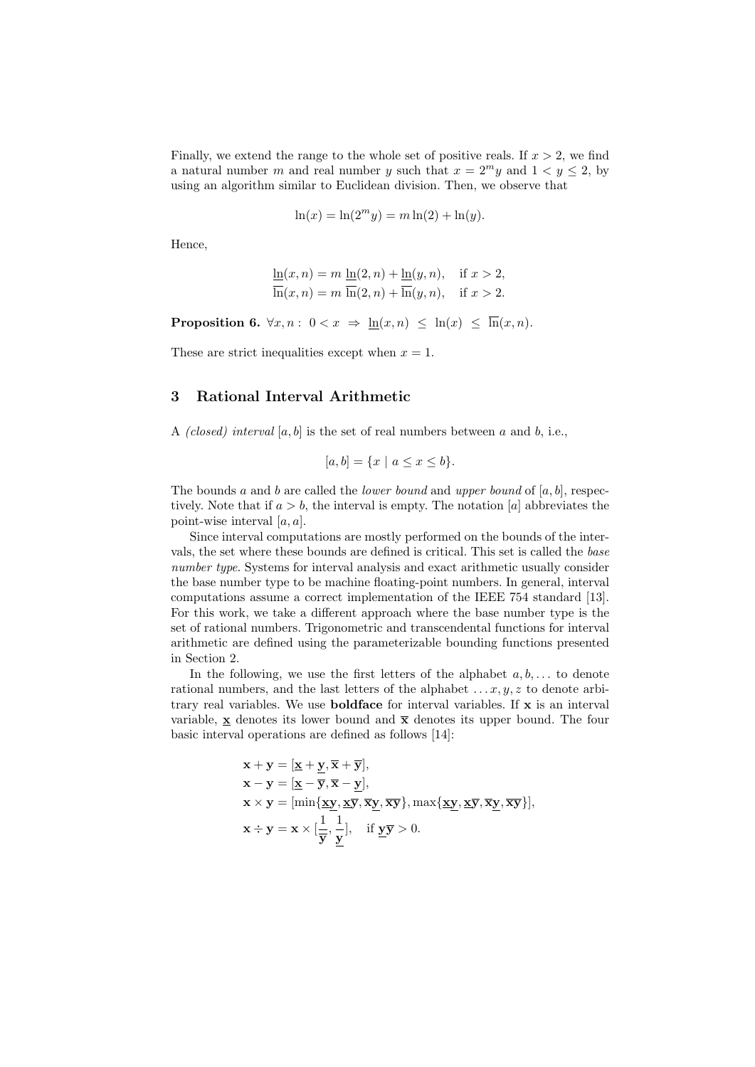Finally, we extend the range to the whole set of positive reals. If $x > 2$, we find a natural number $m$ and real number $y$ such that $x = 2^m y$ and $1 < y \leq 2$, by using an algorithm similar to Euclidean division. Then, we observe that

$$\ln(x) = \ln(2^m y) = m \ln(2) + \ln(y).$$

Hence,

$$\begin{aligned}
\underline{\ln}(x, n) &= m\ \underline{\ln}(2, n) + \underline{\ln}(y, n), \quad \text{if } x > 2, \\
\overline{\ln}(x, n) &= m\ \overline{\ln}(2, n) + \overline{\ln}(y, n), \quad \text{if } x > 2.
\end{aligned}$$

**Proposition 6.** $\forall x, n:\ 0 < x\ \Rightarrow\ \underline{\ln}(x, n)\ \leq\ \ln(x)\ \leq\ \overline{\ln}(x, n).$

These are strict inequalities except when $x = 1$.

## 3 Rational Interval Arithmetic

A *(closed) interval* $[a, b]$ is the set of real numbers between $a$ and $b$, i.e.,

$$[a, b] = \{x \mid a \leq x \leq b\}.$$

The bounds $a$ and $b$ are called the *lower bound* and *upper bound* of $[a, b]$, respectively. Note that if $a > b$, the interval is empty. The notation $[a]$ abbreviates the point-wise interval $[a, a]$.

Since interval computations are mostly performed on the bounds of the intervals, the set where these bounds are defined is critical. This set is called the *base number type*. Systems for interval analysis and exact arithmetic usually consider the base number type to be machine floating-point numbers. In general, interval computations assume a correct implementation of the IEEE 754 standard [13]. For this work, we take a different approach where the base number type is the set of rational numbers. Trigonometric and transcendental functions for interval arithmetic are defined using the parameterizable bounding functions presented in Section 2.

In the following, we use the first letters of the alphabet $a, b, \ldots$ to denote rational numbers, and the last letters of the alphabet $\ldots x, y, z$ to denote arbitrary real variables. We use **boldface** for interval variables. If $\mathbf{x}$ is an interval variable, $\underline{\mathbf{x}}$ denotes its lower bound and $\overline{\mathbf{x}}$ denotes its upper bound. The four basic interval operations are defined as follows [14]:

$$\begin{aligned}
&\mathbf{x} + \mathbf{y} = [\underline{\mathbf{x}} + \underline{\mathbf{y}}, \overline{\mathbf{x}} + \overline{\mathbf{y}}], \\
&\mathbf{x} - \mathbf{y} = [\underline{\mathbf{x}} - \overline{\mathbf{y}}, \overline{\mathbf{x}} - \underline{\mathbf{y}}], \\
&\mathbf{x} \times \mathbf{y} = [\min\{\underline{\mathbf{x}}\underline{\mathbf{y}}, \underline{\mathbf{x}}\overline{\mathbf{y}}, \overline{\mathbf{x}}\underline{\mathbf{y}}, \overline{\mathbf{x}}\overline{\mathbf{y}}\}, \max\{\underline{\mathbf{x}}\underline{\mathbf{y}}, \underline{\mathbf{x}}\overline{\mathbf{y}}, \overline{\mathbf{x}}\underline{\mathbf{y}}, \overline{\mathbf{x}}\overline{\mathbf{y}}\}], \\
&\mathbf{x} \div \mathbf{y} = \mathbf{x} \times [\frac{1}{\overline{\mathbf{y}}}, \frac{1}{\underline{\mathbf{y}}}], \quad \text{if } \underline{\mathbf{y}}\overline{\mathbf{y}} > 0.
\end{aligned}$$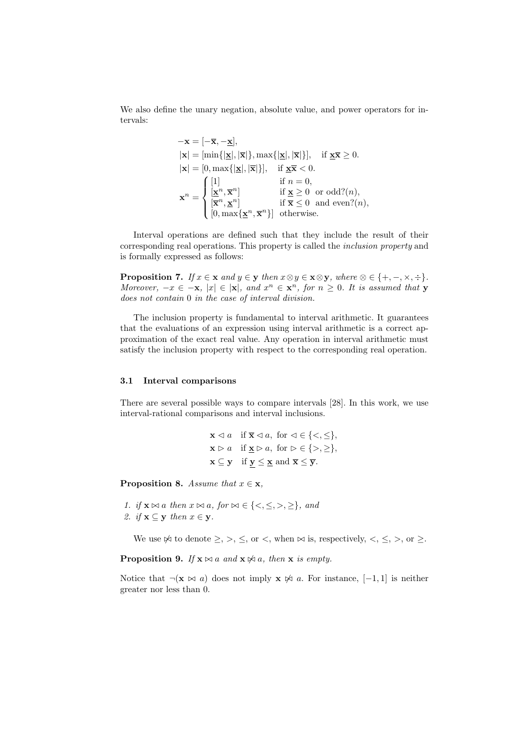We also define the unary negation, absolute value, and power operators for intervals:

$$
\begin{aligned}
-\mathbf{x} &= [-\overline{\mathbf{x}}, -\underline{\mathbf{x}}], \\
|\mathbf{x}| &= [\min\{|\underline{\mathbf{x}}|, |\overline{\mathbf{x}}|\}, \max\{|\underline{\mathbf{x}}|, |\overline{\mathbf{x}}|\}], \quad \text{if } \underline{\mathbf{x}}\overline{\mathbf{x}} \geq 0. \\
|\mathbf{x}| &= [0, \max\{|\underline{\mathbf{x}}|, |\overline{\mathbf{x}}|\}], \quad \text{if } \underline{\mathbf{x}}\overline{\mathbf{x}} < 0. \\
\mathbf{x}^n &= \begin{cases} [1] & \text{if } n = 0, \\ [\underline{\mathbf{x}}^n, \overline{\mathbf{x}}^n] & \text{if } \underline{\mathbf{x}} \geq 0 \ \text{ or odd?}(n), \\ [\overline{\mathbf{x}}^n, \underline{\mathbf{x}}^n] & \text{if } \overline{\mathbf{x}} \leq 0 \ \text{ and even?}(n), \\ [0, \max\{\underline{\mathbf{x}}^n, \overline{\mathbf{x}}^n\}] & \text{otherwise.} \end{cases}
\end{aligned}
$$

Interval operations are defined such that they include the result of their corresponding real operations. This property is called the *inclusion property* and is formally expressed as follows:

**Proposition 7.** *If $x \in \mathbf{x}$ and $y \in \mathbf{y}$ then $x \otimes y \in \mathbf{x} \otimes \mathbf{y}$, where $\otimes \in \{+, -, \times, \div\}$. Moreover, $-x \in -\mathbf{x}$, $|x| \in |\mathbf{x}|$, and $x^n \in \mathbf{x}^n$, for $n \geq 0$. It is assumed that $\mathbf{y}$ does not contain 0 in the case of interval division.*

The inclusion property is fundamental to interval arithmetic. It guarantees that the evaluations of an expression using interval arithmetic is a correct approximation of the exact real value. Any operation in interval arithmetic must satisfy the inclusion property with respect to the corresponding real operation.

### 3.1 Interval comparisons

There are several possible ways to compare intervals [28]. In this work, we use interval-rational comparisons and interval inclusions.

$$
\begin{aligned}
\mathbf{x} \lhd a & \quad \text{if } \overline{\mathbf{x}} \lhd a, \ \text{for } \lhd \in \{<, \leq\}, \\
\mathbf{x} \rhd a & \quad \text{if } \underline{\mathbf{x}} \rhd a, \ \text{for } \rhd \in \{>, \geq\}, \\
\mathbf{x} \subseteq \mathbf{y} & \quad \text{if } \underline{\mathbf{y}} \leq \underline{\mathbf{x}} \text{ and } \overline{\mathbf{x}} \leq \overline{\mathbf{y}}.
\end{aligned}
$$

**Proposition 8.** *Assume that $x \in \mathbf{x}$,*

1. *if $\mathbf{x} \bowtie a$ then $x \bowtie a$, for $\bowtie \in \{<, \leq, >, \geq\}$, and*
2. *if $\mathbf{x} \subseteq \mathbf{y}$ then $x \in \mathbf{y}$.*

We use $\not\bowtie$ to denote $\geq$, $>$, $\leq$, or $<$, when $\bowtie$ is, respectively, $<$, $\leq$, $>$, or $\geq$.

**Proposition 9.** *If $\mathbf{x} \bowtie a$ and $\mathbf{x} \not\bowtie a$, then $\mathbf{x}$ is empty.*

Notice that $\neg(\mathbf{x} \bowtie a)$ does not imply $\mathbf{x} \not\bowtie a$. For instance, $[-1, 1]$ is neither greater nor less than 0.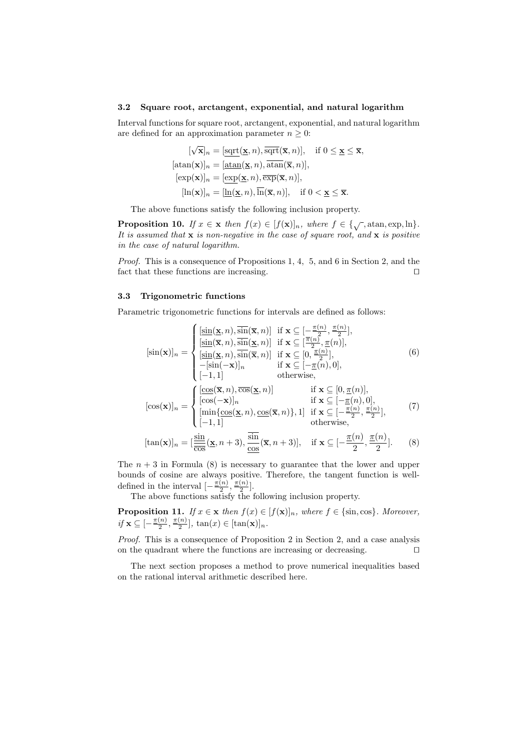### 3.2 Square root, arctangent, exponential, and natural logarithm

Interval functions for square root, arctangent, exponential, and natural logarithm are defined for an approximation parameter $n \geq 0$:

$$
\begin{aligned}
[\sqrt{\mathbf{x}}]_n &= [\underline{\mathrm{sqrt}}(\underline{\mathbf{x}}, n), \overline{\mathrm{sqrt}}(\overline{\mathbf{x}}, n)], \quad \text{if } 0 \leq \underline{\mathbf{x}} \leq \overline{\mathbf{x}}, \\
[\mathrm{atan}(\mathbf{x})]_n &= [\underline{\mathrm{atan}}(\underline{\mathbf{x}}, n), \overline{\mathrm{atan}}(\overline{\mathbf{x}}, n)], \\
[\exp(\mathbf{x})]_n &= [\underline{\exp}(\underline{\mathbf{x}}, n), \overline{\exp}(\overline{\mathbf{x}}, n)], \\
[\ln(\mathbf{x})]_n &= [\underline{\ln}(\underline{\mathbf{x}}, n), \overline{\ln}(\overline{\mathbf{x}}, n)], \quad \text{if } 0 < \underline{\mathbf{x}} \leq \overline{\mathbf{x}}.
\end{aligned}
$$

The above functions satisfy the following inclusion property.

**Proposition 10.** *If $x \in \mathbf{x}$ then $f(x) \in [f(\mathbf{x})]_n$, where $f \in \{\sqrt{\ }, \mathrm{atan}, \exp, \ln\}$. It is assumed that $\mathbf{x}$ is non-negative in the case of square root, and $\mathbf{x}$ is positive in the case of natural logarithm.*

*Proof.* This is a consequence of Propositions 1, 4, 5, and 6 in Section 2, and the fact that these functions are increasing. $\square$

### 3.3 Trigonometric functions

Parametric trigonometric functions for intervals are defined as follows:

$$
[\sin(\mathbf{x})]_n = \begin{cases}
[\underline{\sin}(\underline{\mathbf{x}}, n), \overline{\sin}(\overline{\mathbf{x}}, n)] & \text{if } \mathbf{x} \subseteq [-\frac{\underline{\pi}(n)}{2}, \frac{\underline{\pi}(n)}{2}], \\
[\underline{\sin}(\overline{\mathbf{x}}, n), \overline{\sin}(\underline{\mathbf{x}}, n)] & \text{if } \mathbf{x} \subseteq [\frac{\overline{\pi}(n)}{2}, \underline{\pi}(n)], \\
[\underline{\sin}(\underline{\mathbf{x}}, n), \overline{\sin}(\overline{\mathbf{x}}, n)] & \text{if } \mathbf{x} \subseteq [0, \frac{\underline{\pi}(n)}{2}], \\
-[\sin(-\mathbf{x})]_n & \text{if } \mathbf{x} \subseteq [-\underline{\pi}(n), 0], \\
[-1, 1] & \text{otherwise,}
\end{cases} \tag{6}
$$

$$
[\cos(\mathbf{x})]_n = \begin{cases}
[\underline{\cos}(\overline{\mathbf{x}}, n), \overline{\cos}(\underline{\mathbf{x}}, n)] & \text{if } \mathbf{x} \subseteq [0, \underline{\pi}(n)], \\
[\cos(-\mathbf{x})]_n & \text{if } \mathbf{x} \subseteq [-\underline{\pi}(n), 0], \\
[\min\{\underline{\cos}(\underline{\mathbf{x}}, n), \underline{\cos}(\overline{\mathbf{x}}, n)\}, 1] & \text{if } \mathbf{x} \subseteq [-\frac{\underline{\pi}(n)}{2}, \frac{\underline{\pi}(n)}{2}], \\
[-1, 1] & \text{otherwise,}
\end{cases} \tag{7}
$$

$$
[\tan(\mathbf{x})]_n = [\frac{\underline{\sin}}{\overline{\cos}}(\underline{\mathbf{x}}, n+3), \frac{\overline{\sin}}{\underline{\cos}}(\overline{\mathbf{x}}, n+3)], \quad \text{if } \mathbf{x} \subseteq [-\frac{\underline{\pi}(n)}{2}, \frac{\underline{\pi}(n)}{2}]. \tag{8}
$$

The $n + 3$ in Formula (8) is necessary to guarantee that the lower and upper bounds of cosine are always positive. Therefore, the tangent function is well-defined in the interval $[-\frac{\underline{\pi}(n)}{2}, \frac{\underline{\pi}(n)}{2}]$.

The above functions satisfy the following inclusion property.

**Proposition 11.** *If $x \in \mathbf{x}$ then $f(x) \in [f(\mathbf{x})]_n$, where $f \in \{\sin, \cos\}$. Moreover, if $\mathbf{x} \subseteq [-\frac{\underline{\pi}(n)}{2}, \frac{\underline{\pi}(n)}{2}]$, $\tan(x) \in [\tan(\mathbf{x})]_n$.*

*Proof.* This is a consequence of Proposition 2 in Section 2, and a case analysis on the quadrant where the functions are increasing or decreasing. $\square$

The next section proposes a method to prove numerical inequalities based on the rational interval arithmetic described here.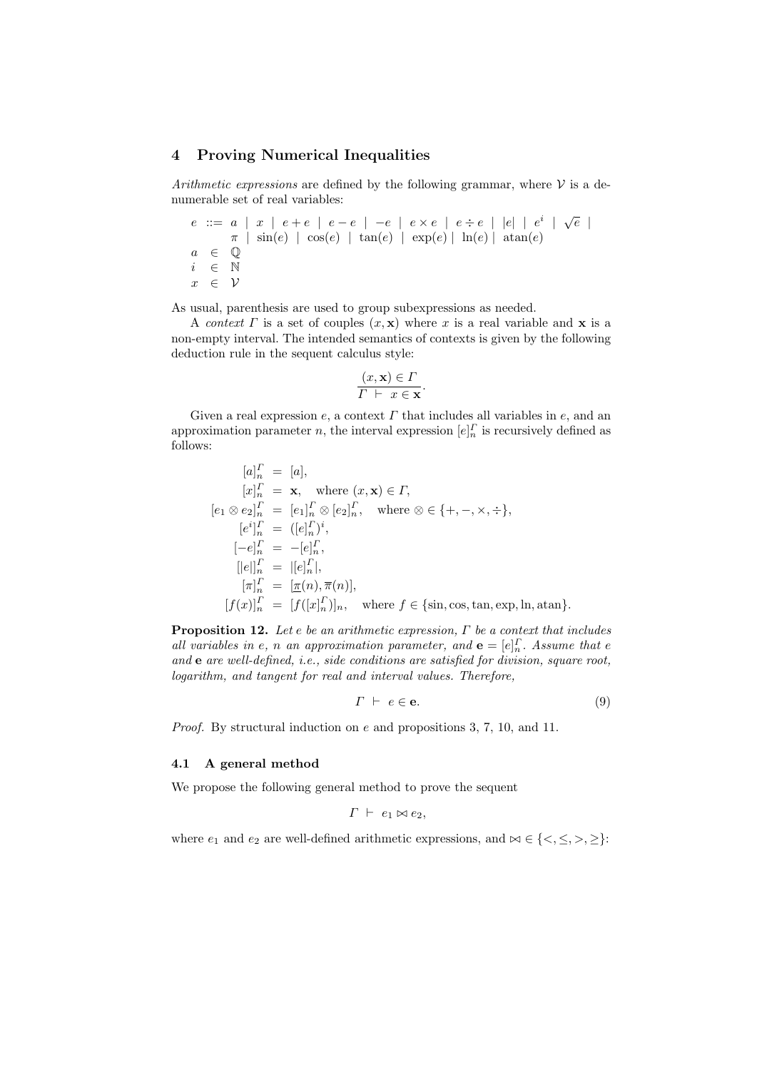## 4 Proving Numerical Inequalities

*Arithmetic expressions* are defined by the following grammar, where $\mathcal{V}$ is a denumerable set of real variables:

$$
\begin{array}{rcl}
e & ::= & a \mid x \mid e + e \mid e - e \mid -e \mid e \times e \mid e \div e \mid |e| \mid e^i \mid \sqrt{e} \mid \\
 & & \pi \mid \sin(e) \mid \cos(e) \mid \tan(e) \mid \exp(e) \mid \ln(e) \mid \operatorname{atan}(e) \\
a & \in & \mathbb{Q} \\
i & \in & \mathbb{N} \\
x & \in & \mathcal{V}
\end{array}
$$

As usual, parenthesis are used to group subexpressions as needed.

A *context* $\Gamma$ is a set of couples $(x, \mathbf{x})$ where $x$ is a real variable and $\mathbf{x}$ is a non-empty interval. The intended semantics of contexts is given by the following deduction rule in the sequent calculus style:

$$
\frac{(x, \mathbf{x}) \in \Gamma}{\Gamma \vdash x \in \mathbf{x}}.
$$

Given a real expression $e$, a context $\Gamma$ that includes all variables in $e$, and an approximation parameter $n$, the interval expression $[e]_n^\Gamma$ is recursively defined as follows:

$$
\begin{array}{rcl}
[a]_n^\Gamma & = & [a], \\
[x]_n^\Gamma & = & \mathbf{x}, \quad \text{where } (x, \mathbf{x}) \in \Gamma, \\
[e_1 \otimes e_2]_n^\Gamma & = & [e_1]_n^\Gamma \otimes [e_2]_n^\Gamma, \quad \text{where } \otimes \in \{+, -, \times, \div\}, \\
[e^i]_n^\Gamma & = & ([e]_n^\Gamma)^i, \\
[-e]_n^\Gamma & = & -[e]_n^\Gamma, \\
[|e|]_n^\Gamma & = & |[e]_n^\Gamma|, \\
[\pi]_n^\Gamma & = & [\underline{\pi}(n), \overline{\pi}(n)], \\
[f(x)]_n^\Gamma & = & [f([x]_n^\Gamma)]_n, \quad \text{where } f \in \{\sin, \cos, \tan, \exp, \ln, \operatorname{atan}\}.
\end{array}
$$

**Proposition 12.** *Let $e$ be an arithmetic expression, $\Gamma$ be a context that includes all variables in $e$, $n$ an approximation parameter, and $\mathbf{e} = [e]_n^\Gamma$. Assume that $e$ and $\mathbf{e}$ are well-defined, i.e., side conditions are satisfied for division, square root, logarithm, and tangent for real and interval values. Therefore,*

$$
\Gamma \vdash e \in \mathbf{e}. \tag{9}
$$

*Proof.* By structural induction on $e$ and propositions 3, 7, 10, and 11.

### 4.1 A general method

We propose the following general method to prove the sequent

$$
\Gamma \vdash e_1 \bowtie e_2,
$$

where $e_1$ and $e_2$ are well-defined arithmetic expressions, and $\bowtie \in \{<, \leq, >, \geq\}$: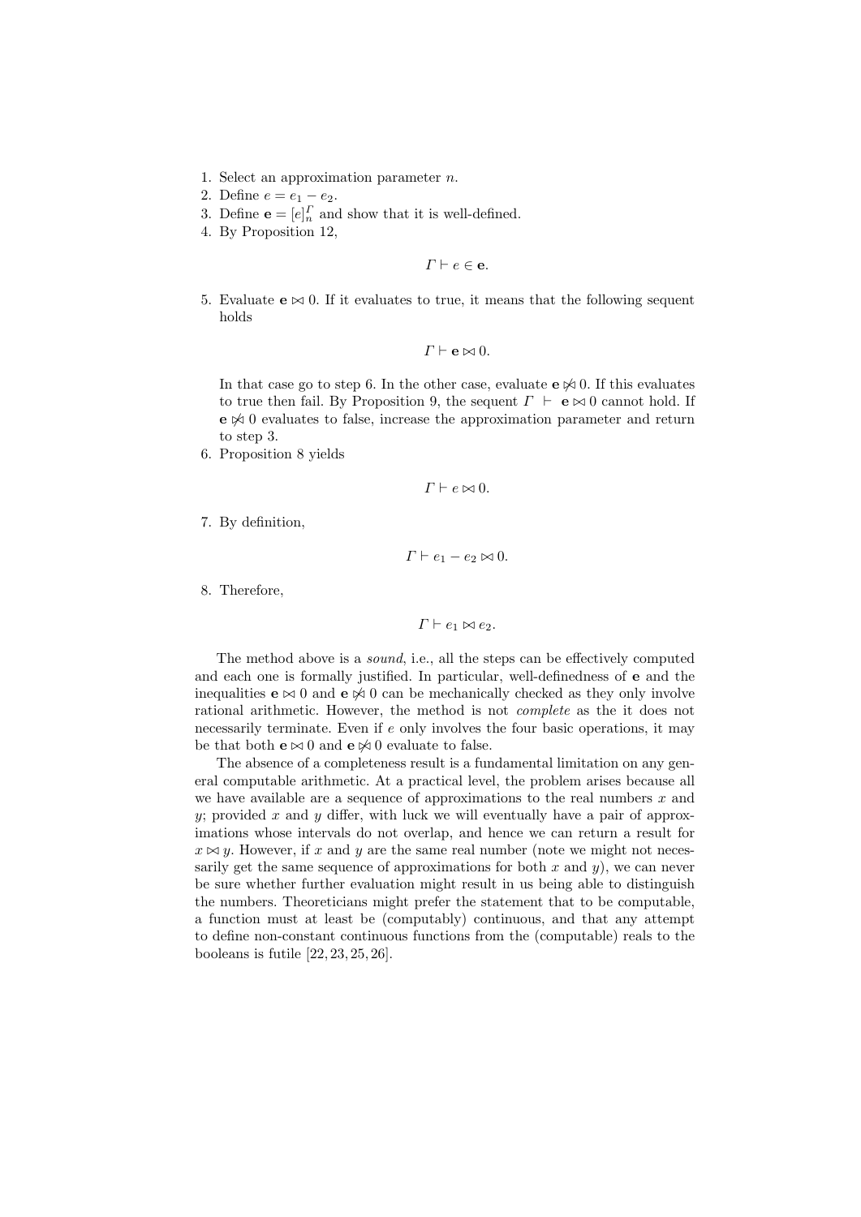1. Select an approximation parameter $n$.
2. Define $e = e_1 - e_2$.
3. Define $\mathbf{e} = [e]_n^{\Gamma}$ and show that it is well-defined.
4. By Proposition 12,

$$\Gamma \vdash e \in \mathbf{e}.$$

5. Evaluate $\mathbf{e} \bowtie 0$. If it evaluates to true, it means that the following sequent holds

$$\Gamma \vdash \mathbf{e} \bowtie 0.$$

   In that case go to step 6. In the other case, evaluate $\mathbf{e} \not\bowtie 0$. If this evaluates to true then fail. By Proposition 9, the sequent $\Gamma \vdash \mathbf{e} \bowtie 0$ cannot hold. If $\mathbf{e} \not\bowtie 0$ evaluates to false, increase the approximation parameter and return to step 3.
6. Proposition 8 yields

$$\Gamma \vdash e \bowtie 0.$$

7. By definition,

$$\Gamma \vdash e_1 - e_2 \bowtie 0.$$

8. Therefore,

$$\Gamma \vdash e_1 \bowtie e_2.$$

The method above is a *sound*, i.e., all the steps can be effectively computed and each one is formally justified. In particular, well-definedness of $\mathbf{e}$ and the inequalities $\mathbf{e} \bowtie 0$ and $\mathbf{e} \not\bowtie 0$ can be mechanically checked as they only involve rational arithmetic. However, the method is not *complete* as the it does not necessarily terminate. Even if $e$ only involves the four basic operations, it may be that both $\mathbf{e} \bowtie 0$ and $\mathbf{e} \not\bowtie 0$ evaluate to false.

The absence of a completeness result is a fundamental limitation on any general computable arithmetic. At a practical level, the problem arises because all we have available are a sequence of approximations to the real numbers $x$ and $y$; provided $x$ and $y$ differ, with luck we will eventually have a pair of approximations whose intervals do not overlap, and hence we can return a result for $x \bowtie y$. However, if $x$ and $y$ are the same real number (note we might not necessarily get the same sequence of approximations for both $x$ and $y$), we can never be sure whether further evaluation might result in us being able to distinguish the numbers. Theoreticians might prefer the statement that to be computable, a function must at least be (computably) continuous, and that any attempt to define non-constant continuous functions from the (computable) reals to the booleans is futile [22, 23, 25, 26].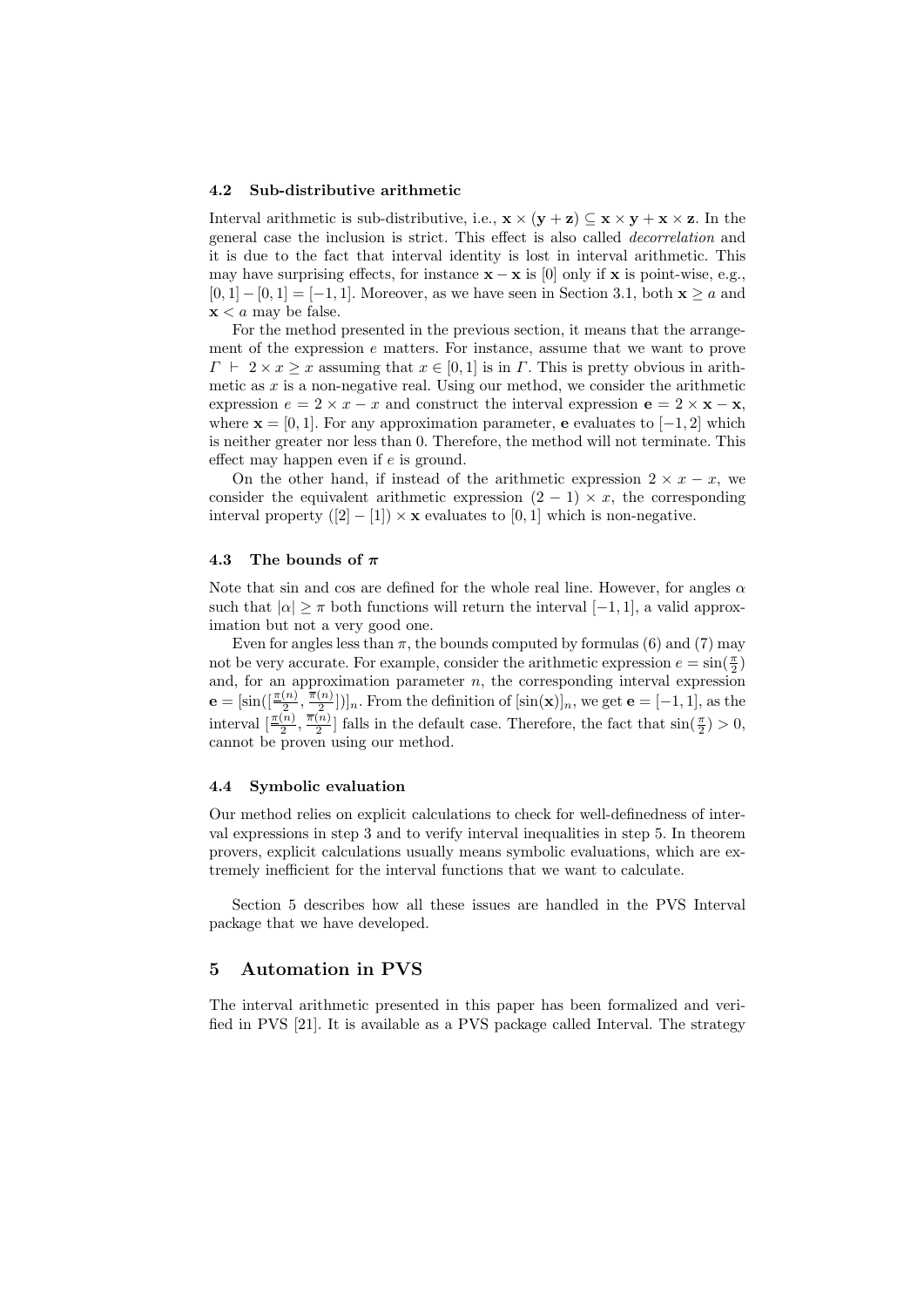### 4.2 Sub-distributive arithmetic

Interval arithmetic is sub-distributive, i.e., $\mathbf{x} \times (\mathbf{y} + \mathbf{z}) \subseteq \mathbf{x} \times \mathbf{y} + \mathbf{x} \times \mathbf{z}$. In the general case the inclusion is strict. This effect is also called *decorrelation* and it is due to the fact that interval identity is lost in interval arithmetic. This may have surprising effects, for instance $\mathbf{x} - \mathbf{x}$ is $[0]$ only if $\mathbf{x}$ is point-wise, e.g., $[0, 1] - [0, 1] = [-1, 1]$. Moreover, as we have seen in Section 3.1, both $\mathbf{x} \geq a$ and $\mathbf{x} < a$ may be false.

For the method presented in the previous section, it means that the arrangement of the expression $e$ matters. For instance, assume that we want to prove $\Gamma \vdash 2 \times x \geq x$ assuming that $x \in [0, 1]$ is in $\Gamma$. This is pretty obvious in arithmetic as $x$ is a non-negative real. Using our method, we consider the arithmetic expression $e = 2 \times x - x$ and construct the interval expression $\mathbf{e} = 2 \times \mathbf{x} - \mathbf{x}$, where $\mathbf{x} = [0, 1]$. For any approximation parameter, $\mathbf{e}$ evaluates to $[-1, 2]$ which is neither greater nor less than 0. Therefore, the method will not terminate. This effect may happen even if $e$ is ground.

On the other hand, if instead of the arithmetic expression $2 \times x - x$, we consider the equivalent arithmetic expression $(2 - 1) \times x$, the corresponding interval property $([2] - [1]) \times \mathbf{x}$ evaluates to $[0, 1]$ which is non-negative.

### 4.3 The bounds of $\pi$

Note that sin and cos are defined for the whole real line. However, for angles $\alpha$ such that $|\alpha| \geq \pi$ both functions will return the interval $[-1, 1]$, a valid approximation but not a very good one.

Even for angles less than $\pi$, the bounds computed by formulas (6) and (7) may not be very accurate. For example, consider the arithmetic expression $e = \sin(\frac{\pi}{2})$ and, for an approximation parameter $n$, the corresponding interval expression $\mathbf{e} = [\sin([\frac{\underline{\pi}(n)}{2}, \frac{\overline{\pi}(n)}{2}])]_n$. From the definition of $[\sin(\mathbf{x})]_n$, we get $\mathbf{e} = [-1, 1]$, as the interval $[\frac{\underline{\pi}(n)}{2}, \frac{\overline{\pi}(n)}{2}]$ falls in the default case. Therefore, the fact that $\sin(\frac{\pi}{2}) > 0$, cannot be proven using our method.

### 4.4 Symbolic evaluation

Our method relies on explicit calculations to check for well-definedness of interval expressions in step 3 and to verify interval inequalities in step 5. In theorem provers, explicit calculations usually means symbolic evaluations, which are extremely inefficient for the interval functions that we want to calculate.

Section 5 describes how all these issues are handled in the PVS Interval package that we have developed.

## 5 Automation in PVS

The interval arithmetic presented in this paper has been formalized and verified in PVS [21]. It is available as a PVS package called Interval. The strategy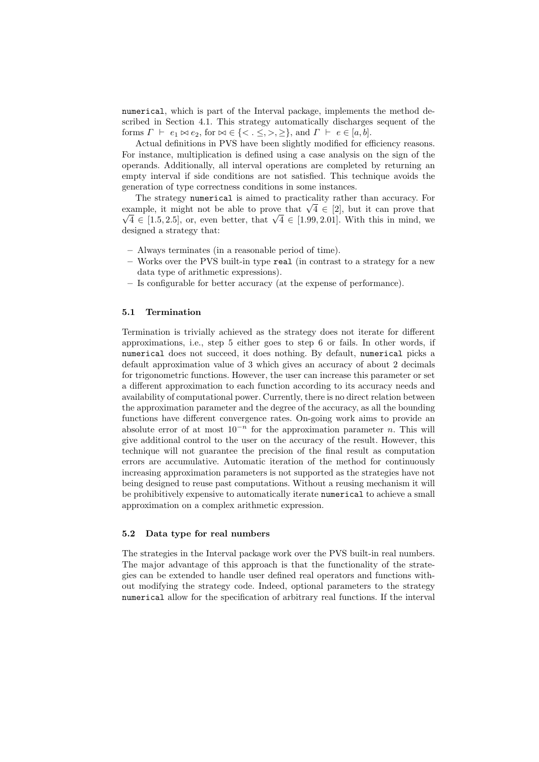`numerical`, which is part of the Interval package, implements the method described in Section 4.1. This strategy automatically discharges sequent of the forms $\Gamma \vdash e_1 \bowtie e_2$, for $\bowtie \in \{< . \leq, >, \geq\}$, and $\Gamma \vdash e \in [a, b]$.

Actual definitions in PVS have been slightly modified for efficiency reasons. For instance, multiplication is defined using a case analysis on the sign of the operands. Additionally, all interval operations are completed by returning an empty interval if side conditions are not satisfied. This technique avoids the generation of type correctness conditions in some instances.

The strategy `numerical` is aimed to practicality rather than accuracy. For example, it might not be able to prove that $\sqrt{4} \in [2]$, but it can prove that $\sqrt{4} \in [1.5, 2.5]$, or, even better, that $\sqrt{4} \in [1.99, 2.01]$. With this in mind, we designed a strategy that:

- Always terminates (in a reasonable period of time).
- Works over the PVS built-in type `real` (in contrast to a strategy for a new data type of arithmetic expressions).
- Is configurable for better accuracy (at the expense of performance).

### 5.1 Termination

Termination is trivially achieved as the strategy does not iterate for different approximations, i.e., step 5 either goes to step 6 or fails. In other words, if `numerical` does not succeed, it does nothing. By default, `numerical` picks a default approximation value of 3 which gives an accuracy of about 2 decimals for trigonometric functions. However, the user can increase this parameter or set a different approximation to each function according to its accuracy needs and availability of computational power. Currently, there is no direct relation between the approximation parameter and the degree of the accuracy, as all the bounding functions have different convergence rates. On-going work aims to provide an absolute error of at most $10^{-n}$ for the approximation parameter $n$. This will give additional control to the user on the accuracy of the result. However, this technique will not guarantee the precision of the final result as computation errors are accumulative. Automatic iteration of the method for continuously increasing approximation parameters is not supported as the strategies have not being designed to reuse past computations. Without a reusing mechanism it will be prohibitively expensive to automatically iterate `numerical` to achieve a small approximation on a complex arithmetic expression.

### 5.2 Data type for real numbers

The strategies in the Interval package work over the PVS built-in real numbers. The major advantage of this approach is that the functionality of the strategies can be extended to handle user defined real operators and functions without modifying the strategy code. Indeed, optional parameters to the strategy `numerical` allow for the specification of arbitrary real functions. If the interval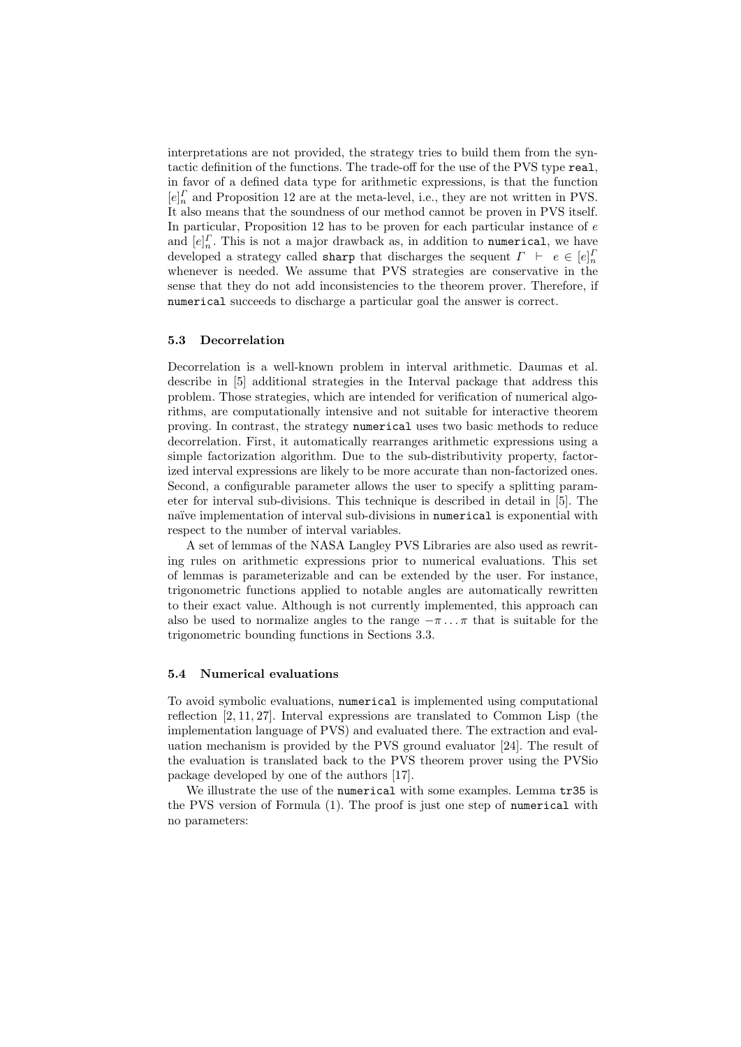interpretations are not provided, the strategy tries to build them from the syntactic definition of the functions. The trade-off for the use of the PVS type `real`, in favor of a defined data type for arithmetic expressions, is that the function $[e]^{\Gamma}_{n}$ and Proposition 12 are at the meta-level, i.e., they are not written in PVS. It also means that the soundness of our method cannot be proven in PVS itself. In particular, Proposition 12 has to be proven for each particular instance of $e$ and $[e]^{\Gamma}_{n}$. This is not a major drawback as, in addition to `numerical`, we have developed a strategy called `sharp` that discharges the sequent $\Gamma \vdash e \in [e]^{\Gamma}_{n}$ whenever is needed. We assume that PVS strategies are conservative in the sense that they do not add inconsistencies to the theorem prover. Therefore, if `numerical` succeeds to discharge a particular goal the answer is correct.

### 5.3 Decorrelation

Decorrelation is a well-known problem in interval arithmetic. Daumas et al. describe in [5] additional strategies in the Interval package that address this problem. Those strategies, which are intended for verification of numerical algorithms, are computationally intensive and not suitable for interactive theorem proving. In contrast, the strategy `numerical` uses two basic methods to reduce decorrelation. First, it automatically rearranges arithmetic expressions using a simple factorization algorithm. Due to the sub-distributivity property, factorized interval expressions are likely to be more accurate than non-factorized ones. Second, a configurable parameter allows the user to specify a splitting parameter for interval sub-divisions. This technique is described in detail in [5]. The naïve implementation of interval sub-divisions in `numerical` is exponential with respect to the number of interval variables.

A set of lemmas of the NASA Langley PVS Libraries are also used as rewriting rules on arithmetic expressions prior to numerical evaluations. This set of lemmas is parameterizable and can be extended by the user. For instance, trigonometric functions applied to notable angles are automatically rewritten to their exact value. Although is not currently implemented, this approach can also be used to normalize angles to the range $-\pi \ldots \pi$ that is suitable for the trigonometric bounding functions in Sections 3.3.

### 5.4 Numerical evaluations

To avoid symbolic evaluations, `numerical` is implemented using computational reflection [2, 11, 27]. Interval expressions are translated to Common Lisp (the implementation language of PVS) and evaluated there. The extraction and evaluation mechanism is provided by the PVS ground evaluator [24]. The result of the evaluation is translated back to the PVS theorem prover using the PVSio package developed by one of the authors [17].

We illustrate the use of the `numerical` with some examples. Lemma `tr35` is the PVS version of Formula (1). The proof is just one step of `numerical` with no parameters: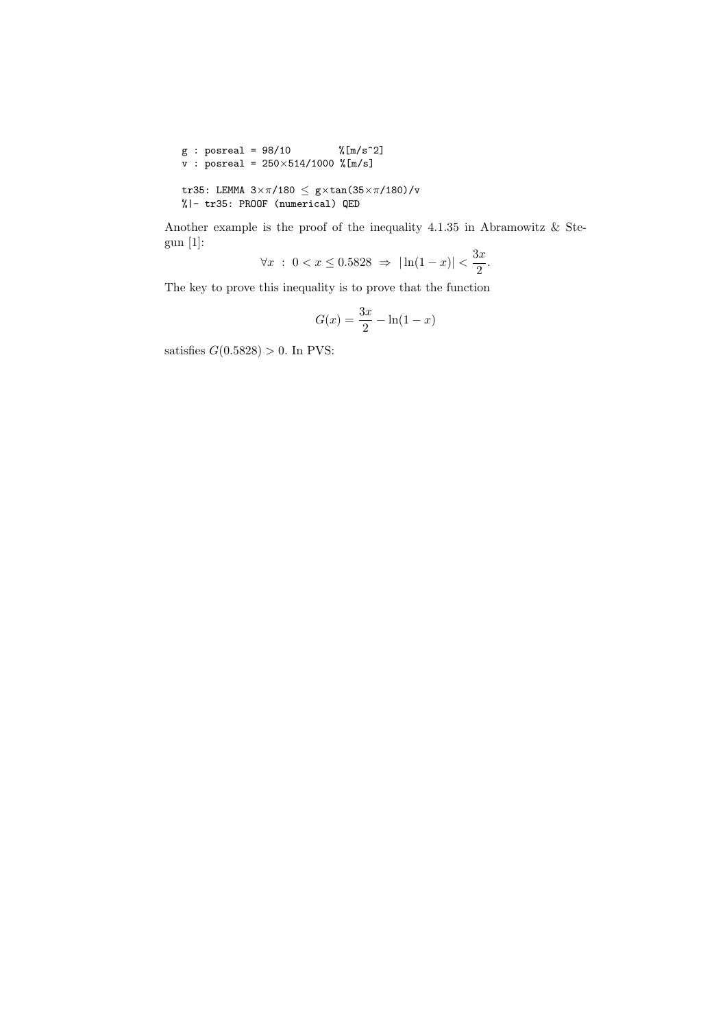```
g : posreal = 98/10         %[m/s^2]
v : posreal = 250×514/1000 %[m/s]

tr35: LEMMA 3×π/180 ≤ g×tan(35×π/180)/v
%|- tr35: PROOF (numerical) QED
```

Another example is the proof of the inequality 4.1.35 in Abramowitz & Stegun [1]:

$$\forall x \;:\; 0 < x \leq 0.5828 \;\Rightarrow\; |\ln(1-x)| < \frac{3x}{2}.$$

The key to prove this inequality is to prove that the function

$$G(x) = \frac{3x}{2} - \ln(1-x)$$

satisfies $G(0.5828) > 0$. In PVS: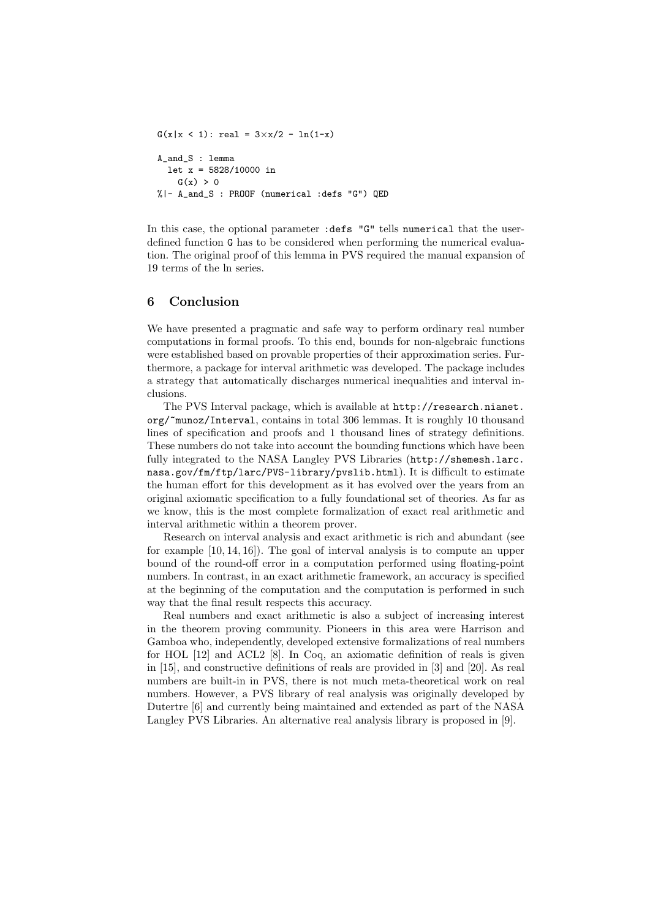```
G(x|x < 1): real = 3×x/2 - ln(1-x)

A_and_S : lemma
  let x = 5828/10000 in
    G(x) > 0
%|- A_and_S : PROOF (numerical :defs "G") QED
```

In this case, the optional parameter `:defs "G"` tells `numerical` that the user-defined function `G` has to be considered when performing the numerical evaluation. The original proof of this lemma in PVS required the manual expansion of 19 terms of the ln series.

## 6 Conclusion

We have presented a pragmatic and safe way to perform ordinary real number computations in formal proofs. To this end, bounds for non-algebraic functions were established based on provable properties of their approximation series. Furthermore, a package for interval arithmetic was developed. The package includes a strategy that automatically discharges numerical inequalities and interval inclusions.

The PVS Interval package, which is available at `http://research.nianet.org/~munoz/Interval`, contains in total 306 lemmas. It is roughly 10 thousand lines of specification and proofs and 1 thousand lines of strategy definitions. These numbers do not take into account the bounding functions which have been fully integrated to the NASA Langley PVS Libraries (`http://shemesh.larc.nasa.gov/fm/ftp/larc/PVS-library/pvslib.html`). It is difficult to estimate the human effort for this development as it has evolved over the years from an original axiomatic specification to a fully foundational set of theories. As far as we know, this is the most complete formalization of exact real arithmetic and interval arithmetic within a theorem prover.

Research on interval analysis and exact arithmetic is rich and abundant (see for example [10, 14, 16]). The goal of interval analysis is to compute an upper bound of the round-off error in a computation performed using floating-point numbers. In contrast, in an exact arithmetic framework, an accuracy is specified at the beginning of the computation and the computation is performed in such way that the final result respects this accuracy.

Real numbers and exact arithmetic is also a subject of increasing interest in the theorem proving community. Pioneers in this area were Harrison and Gamboa who, independently, developed extensive formalizations of real numbers for HOL [12] and ACL2 [8]. In Coq, an axiomatic definition of reals is given in [15], and constructive definitions of reals are provided in [3] and [20]. As real numbers are built-in in PVS, there is not much meta-theoretical work on real numbers. However, a PVS library of real analysis was originally developed by Dutertre [6] and currently being maintained and extended as part of the NASA Langley PVS Libraries. An alternative real analysis library is proposed in [9].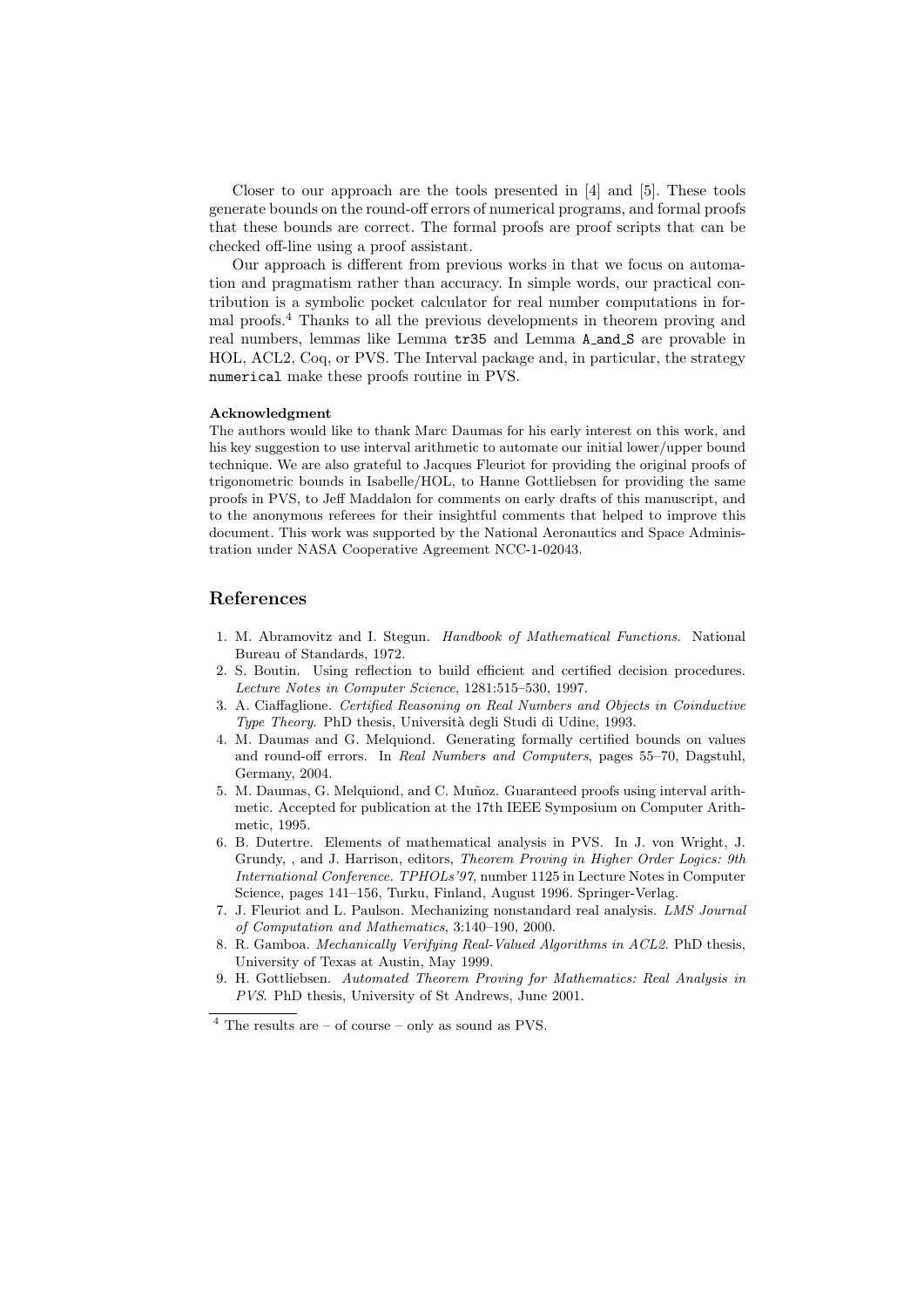Closer to our approach are the tools presented in [4] and [5]. These tools generate bounds on the round-off errors of numerical programs, and formal proofs that these bounds are correct. The formal proofs are proof scripts that can be checked off-line using a proof assistant.

Our approach is different from previous works in that we focus on automation and pragmatism rather than accuracy. In simple words, our practical contribution is a symbolic pocket calculator for real number computations in formal proofs.[4] Thanks to all the previous developments in theorem proving and real numbers, lemmas like Lemma `tr35` and Lemma `A_and_S` are provable in HOL, ACL2, Coq, or PVS. The Interval package and, in particular, the strategy `numerical` make these proofs routine in PVS.

**Acknowledgment**

The authors would like to thank Marc Daumas for his early interest on this work, and his key suggestion to use interval arithmetic to automate our initial lower/upper bound technique. We are also grateful to Jacques Fleuriot for providing the original proofs of trigonometric bounds in Isabelle/HOL, to Hanne Gottliebsen for providing the same proofs in PVS, to Jeff Maddalon for comments on early drafts of this manuscript, and to the anonymous referees for their insightful comments that helped to improve this document. This work was supported by the National Aeronautics and Space Administration under NASA Cooperative Agreement NCC-1-02043.

## References

1. M. Abramovitz and I. Stegun. *Handbook of Mathematical Functions*. National Bureau of Standards, 1972.
2. S. Boutin. Using reflection to build efficient and certified decision procedures. *Lecture Notes in Computer Science*, 1281:515–530, 1997.
3. A. Ciaffaglione. *Certified Reasoning on Real Numbers and Objects in Coinductive Type Theory*. PhD thesis, Università degli Studi di Udine, 1993.
4. M. Daumas and G. Melquiond. Generating formally certified bounds on values and round-off errors. In *Real Numbers and Computers*, pages 55–70, Dagstuhl, Germany, 2004.
5. M. Daumas, G. Melquiond, and C. Muñoz. Guaranteed proofs using interval arithmetic. Accepted for publication at the 17th IEEE Symposium on Computer Arithmetic, 1995.
6. B. Dutertre. Elements of mathematical analysis in PVS. In J. von Wright, J. Grundy, , and J. Harrison, editors, *Theorem Proving in Higher Order Logics: 9th International Conference. TPHOLs'97*, number 1125 in Lecture Notes in Computer Science, pages 141–156, Turku, Finland, August 1996. Springer-Verlag.
7. J. Fleuriot and L. Paulson. Mechanizing nonstandard real analysis. *LMS Journal of Computation and Mathematics*, 3:140–190, 2000.
8. R. Gamboa. *Mechanically Verifying Real-Valued Algorithms in ACL2*. PhD thesis, University of Texas at Austin, May 1999.
9. H. Gottliebsen. *Automated Theorem Proving for Mathematics: Real Analysis in PVS*. PhD thesis, University of St Andrews, June 2001.

[4] The results are – of course – only as sound as PVS.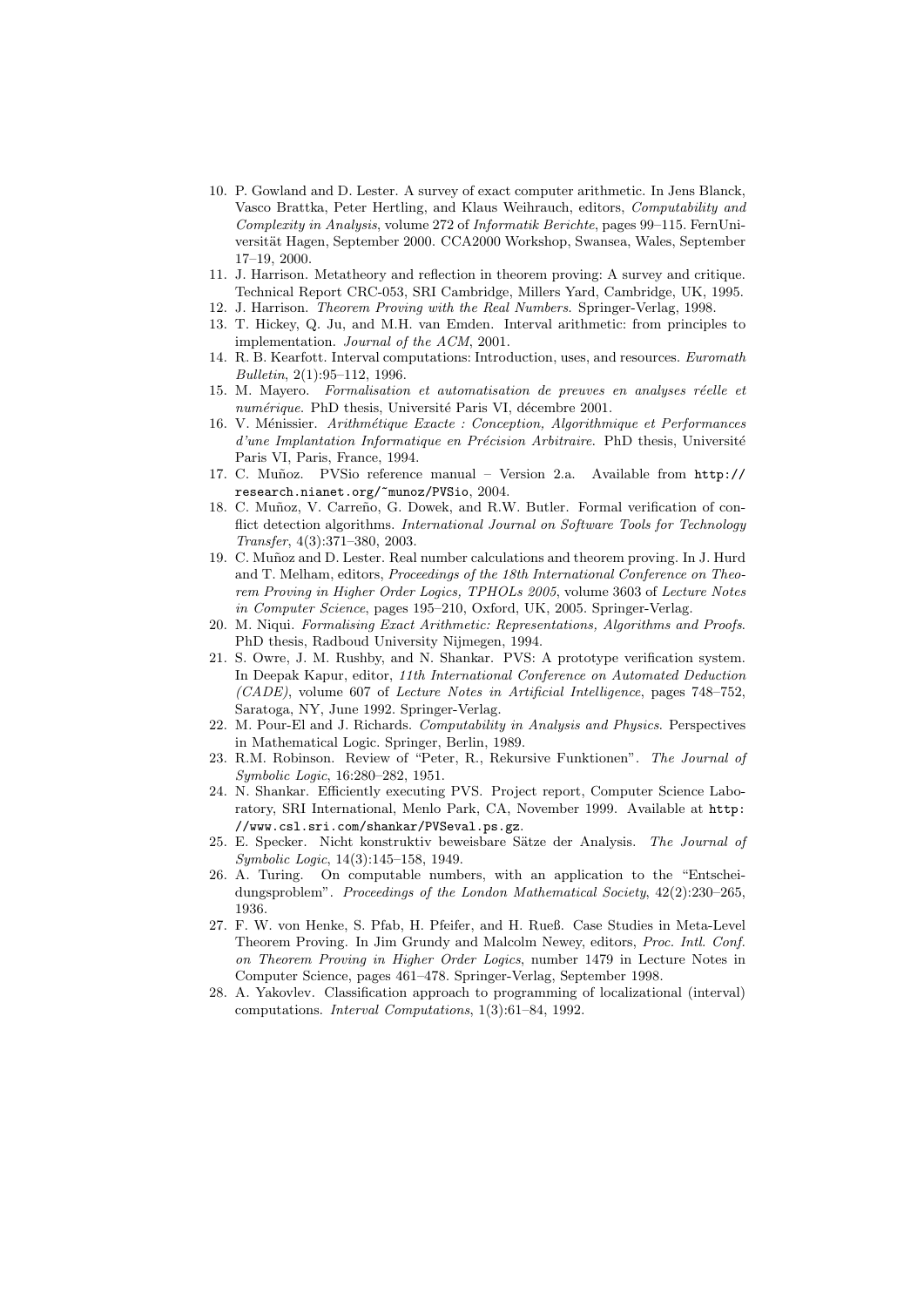10. P. Gowland and D. Lester. A survey of exact computer arithmetic. In Jens Blanck, Vasco Brattka, Peter Hertling, and Klaus Weihrauch, editors, *Computability and Complexity in Analysis*, volume 272 of *Informatik Berichte*, pages 99–115. FernUniversität Hagen, September 2000. CCA2000 Workshop, Swansea, Wales, September 17–19, 2000.
11. J. Harrison. Metatheory and reflection in theorem proving: A survey and critique. Technical Report CRC-053, SRI Cambridge, Millers Yard, Cambridge, UK, 1995.
12. J. Harrison. *Theorem Proving with the Real Numbers*. Springer-Verlag, 1998.
13. T. Hickey, Q. Ju, and M.H. van Emden. Interval arithmetic: from principles to implementation. *Journal of the ACM*, 2001.
14. R. B. Kearfott. Interval computations: Introduction, uses, and resources. *Euromath Bulletin*, 2(1):95–112, 1996.
15. M. Mayero. *Formalisation et automatisation de preuves en analyses réelle et numérique*. PhD thesis, Université Paris VI, décembre 2001.
16. V. Ménissier. *Arithmétique Exacte : Conception, Algorithmique et Performances d'une Implantation Informatique en Précision Arbitraire*. PhD thesis, Université Paris VI, Paris, France, 1994.
17. C. Muñoz. PVSio reference manual – Version 2.a. Available from `http://research.nianet.org/~munoz/PVSio`, 2004.
18. C. Muñoz, V. Carreño, G. Dowek, and R.W. Butler. Formal verification of conflict detection algorithms. *International Journal on Software Tools for Technology Transfer*, 4(3):371–380, 2003.
19. C. Muñoz and D. Lester. Real number calculations and theorem proving. In J. Hurd and T. Melham, editors, *Proceedings of the 18th International Conference on Theorem Proving in Higher Order Logics, TPHOLs 2005*, volume 3603 of *Lecture Notes in Computer Science*, pages 195–210, Oxford, UK, 2005. Springer-Verlag.
20. M. Niqui. *Formalising Exact Arithmetic: Representations, Algorithms and Proofs*. PhD thesis, Radboud University Nijmegen, 1994.
21. S. Owre, J. M. Rushby, and N. Shankar. PVS: A prototype verification system. In Deepak Kapur, editor, *11th International Conference on Automated Deduction (CADE)*, volume 607 of *Lecture Notes in Artificial Intelligence*, pages 748–752, Saratoga, NY, June 1992. Springer-Verlag.
22. M. Pour-El and J. Richards. *Computability in Analysis and Physics*. Perspectives in Mathematical Logic. Springer, Berlin, 1989.
23. R.M. Robinson. Review of "Peter, R., Rekursive Funktionen". *The Journal of Symbolic Logic*, 16:280–282, 1951.
24. N. Shankar. Efficiently executing PVS. Project report, Computer Science Laboratory, SRI International, Menlo Park, CA, November 1999. Available at `http://www.csl.sri.com/shankar/PVSeval.ps.gz`.
25. E. Specker. Nicht konstruktiv beweisbare Sätze der Analysis. *The Journal of Symbolic Logic*, 14(3):145–158, 1949.
26. A. Turing. On computable numbers, with an application to the "Entscheidungsproblem". *Proceedings of the London Mathematical Society*, 42(2):230–265, 1936.
27. F. W. von Henke, S. Pfab, H. Pfeifer, and H. Rueß. Case Studies in Meta-Level Theorem Proving. In Jim Grundy and Malcolm Newey, editors, *Proc. Intl. Conf. on Theorem Proving in Higher Order Logics*, number 1479 in Lecture Notes in Computer Science, pages 461–478. Springer-Verlag, September 1998.
28. A. Yakovlev. Classification approach to programming of localizational (interval) computations. *Interval Computations*, 1(3):61–84, 1992.